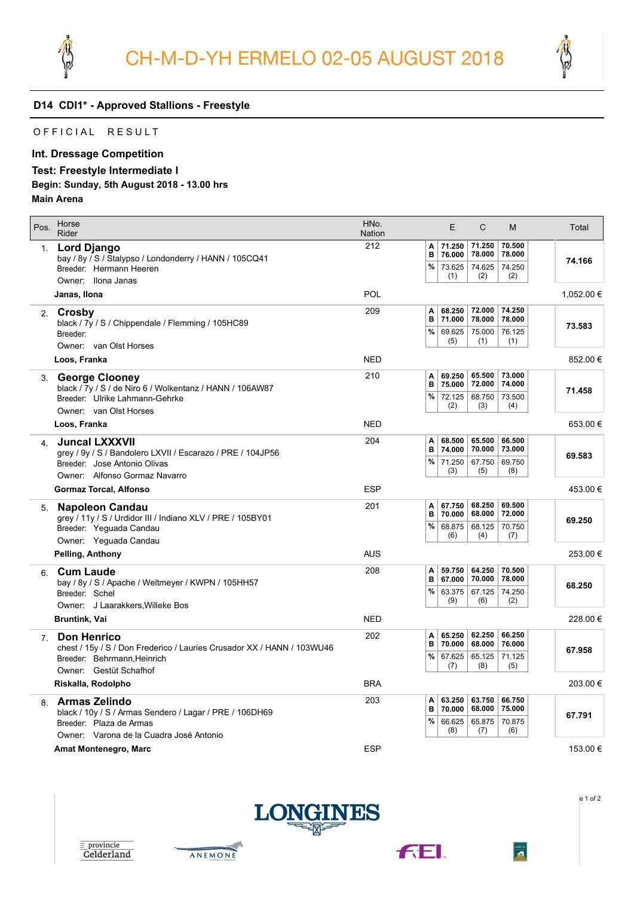# CH-M-D-YH ERMELO 02-05 AUGUST 2018

## D14 CDI1* - Approved Stallions - Freestyle

OFFICIAL RESULT

**Int. Dressage Competition**

**Test: Freestyle Intermediate I**

**Begin: Sunday, 5th August 2018 - 13.00 hrs**

**Main Arena**

| Pos. | Horse / Rider | HNo. / Nation | | E | C | M | Total |
|---|---|---|---|---|---|---|---|
| 1. | **Lord Django**<br>bay / 8y / S / Stalypso / Londonderry / HANN / 105CQ41<br>Breeder: Hermann Heeren<br>Owner: Ilona Janas<br>**Janas, Ilona** | 212<br>POL | A<br>B<br>% | 71.250<br>76.000<br>73.625 (1) | 71.250<br>78.000<br>74.625 (2) | 70.500<br>78.000<br>74.250 (2) | **74.166**<br>1,052.00 € |
| 2. | **Crosby**<br>black / 7y / S / Chippendale / Flemming / 105HC89<br>Breeder:<br>Owner: van Olst Horses<br>**Loos, Franka** | 209<br>NED | A<br>B<br>% | 68.250<br>71.000<br>69.625 (5) | 72.000<br>78.000<br>75.000 (1) | 74.250<br>78.000<br>76.125 (1) | **73.583**<br>852.00 € |
| 3. | **George Clooney**<br>black / 7y / S / de Niro 6 / Wolkentanz / HANN / 106AW87<br>Breeder: Ulrike Lahmann-Gehrke<br>Owner: van Olst Horses<br>**Loos, Franka** | 210<br>NED | A<br>B<br>% | 69.250<br>75.000<br>72.125 (2) | 65.500<br>72.000<br>68.750 (3) | 73.000<br>74.000<br>73.500 (4) | **71.458**<br>653.00 € |
| 4. | **Juncal LXXXVII**<br>grey / 9y / S / Bandolero LXVII / Escarazo / PRE / 104JP56<br>Breeder: Jose Antonio Olivas<br>Owner: Alfonso Gormaz Navarro<br>**Gormaz Torcal, Alfonso** | 204<br>ESP | A<br>B<br>% | 68.500<br>74.000<br>71.250 (3) | 65.500<br>70.000<br>67.750 (5) | 66.500<br>73.000<br>69.750 (8) | **69.583**<br>453.00 € |
| 5. | **Napoleon Candau**<br>grey / 11y / S / Urdidor III / Indiano XLV / PRE / 105BY01<br>Breeder: Yeguada Candau<br>Owner: Yeguada Candau<br>**Pelling, Anthony** | 201<br>AUS | A<br>B<br>% | 67.750<br>70.000<br>68.875 (6) | 68.250<br>68.000<br>68.125 (4) | 69.500<br>72.000<br>70.750 (7) | **69.250**<br>253.00 € |
| 6. | **Cum Laude**<br>bay / 8y / S / Apache / Weltmeyer / KWPN / 105HH57<br>Breeder: Schel<br>Owner: J Laarakkers,Willeke Bos<br>**Bruntink, Vai** | 208<br>NED | A<br>B<br>% | 59.750<br>67.000<br>63.375 (9) | 64.250<br>70.000<br>67.125 (6) | 70.500<br>78.000<br>74.250 (2) | **68.250**<br>228.00 € |
| 7. | **Don Henrico**<br>chest / 15y / S / Don Frederico / Lauries Crusador XX / HANN / 103WU46<br>Breeder: Behrmann,Heinrich<br>Owner: Gestüt Schafhof<br>**Riskalla, Rodolpho** | 202<br>BRA | A<br>B<br>% | 65.250<br>70.000<br>67.625 (7) | 62.250<br>68.000<br>65.125 (8) | 66.250<br>76.000<br>71.125 (5) | **67.958**<br>203.00 € |
| 8. | **Armas Zelindo**<br>black / 10y / S / Armas Sendero / Lagar / PRE / 106DH69<br>Breeder: Plaza de Armas<br>Owner: Varona de la Cuadra José Antonio<br>**Amat Montenegro, Marc** | 203<br>ESP | A<br>B<br>% | 63.250<br>70.000<br>66.625 (8) | 63.750<br>68.000<br>65.875 (7) | 66.750<br>75.000<br>70.875 (6) | **67.791**<br>153.00 € |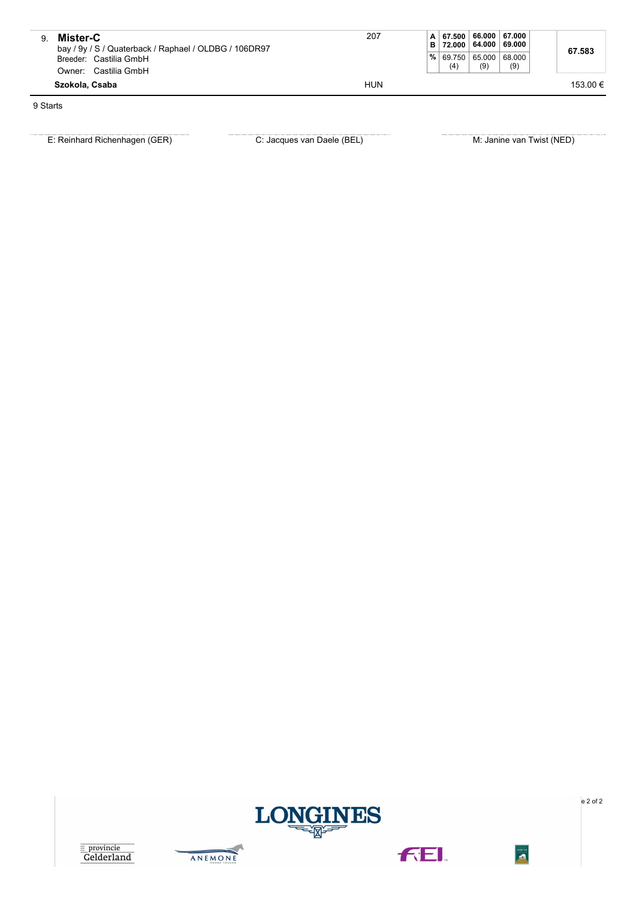| | | | | | | | | |
|---|---|---|---|---|---|---|---|---|
| 9. | **Mister-C**<br>bay / 9y / S / Quaterback / Raphael / OLDBG / 106DR97<br>Breeder: Castilia GmbH<br>Owner: Castilia GmbH | 207 | **A**<br>**B** | **67.500**<br>**72.000** | **66.000**<br>**64.000** | **67.000**<br>**69.000** | | **67.583** |
| | | | **%** | 69.750<br>(4) | 65.000<br>(9) | 68.000<br>(9) | | |
| | **Szokola, Csaba** | HUN | | | | | | 153.00 € |

9 Starts

E: Reinhard Richenhagen (GER) C: Jacques van Daele (BEL) M: Janine van Twist (NED)